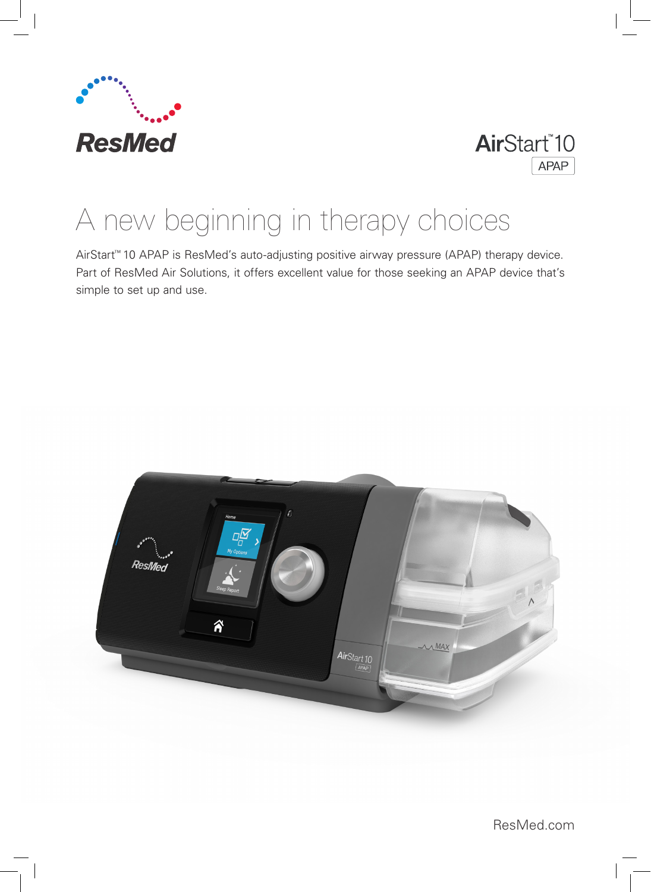ResMed

AirStart™ 10

APAP

# A new beginning in therapy choices

AirStart™ 10 APAP is ResMed's auto-adjusting positive airway pressure (APAP) therapy device. Part of ResMed Air Solutions, it offers excellent value for those seeking an APAP device that's simple to set up and use.

ResMed.com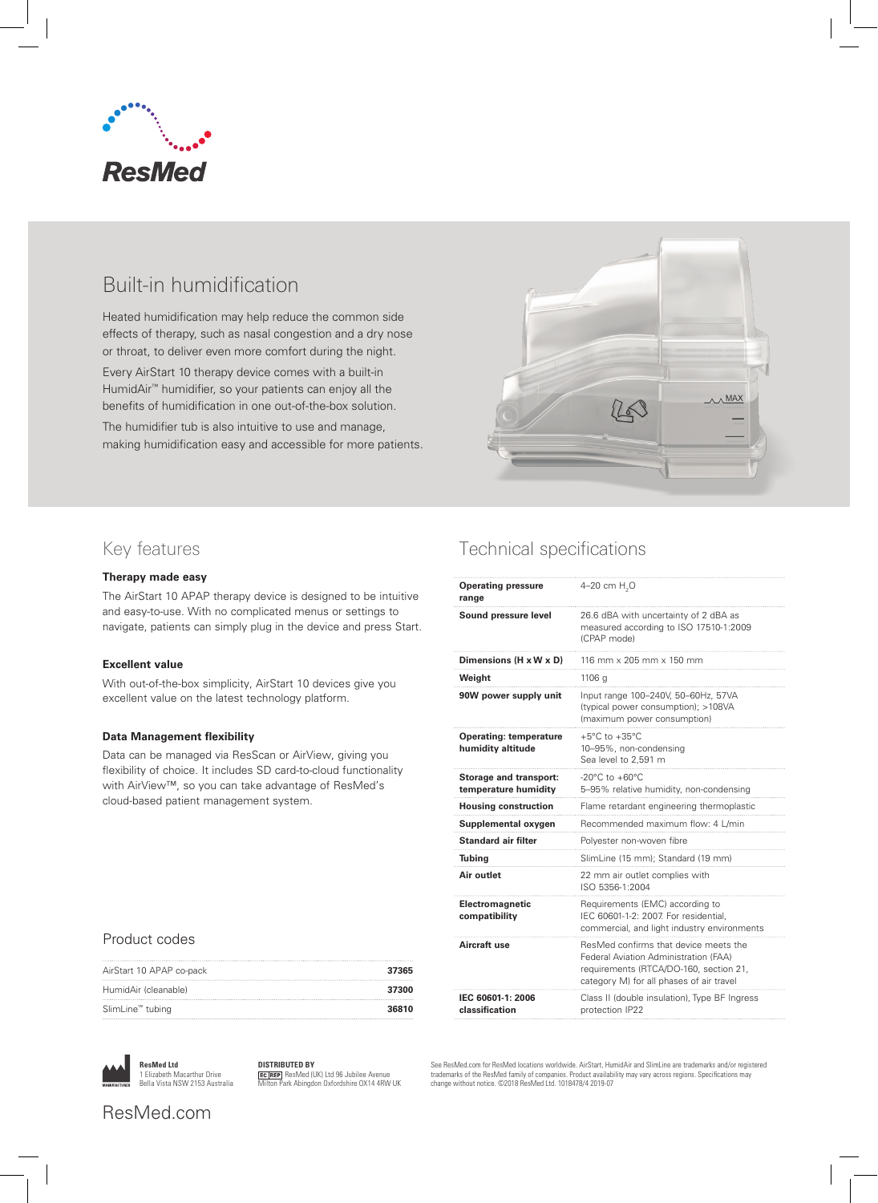ResMed

## Built-in humidification

Heated humidification may help reduce the common side effects of therapy, such as nasal congestion and a dry nose or throat, to deliver even more comfort during the night.

Every AirStart 10 therapy device comes with a built-in HumidAir™ humidifier, so your patients can enjoy all the benefits of humidification in one out-of-the-box solution.

The humidifier tub is also intuitive to use and manage, making humidification easy and accessible for more patients.

## Key features

**Therapy made easy**

The AirStart 10 APAP therapy device is designed to be intuitive and easy-to-use. With no complicated menus or settings to navigate, patients can simply plug in the device and press Start.

**Excellent value**

With out-of-the-box simplicity, AirStart 10 devices give you excellent value on the latest technology platform.

**Data Management flexibility**

Data can be managed via ResScan or AirView, giving you flexibility of choice. It includes SD card-to-cloud functionality with AirView™, so you can take advantage of ResMed's cloud-based patient management system.

## Product codes

| | |
|---|---|
| AirStart 10 APAP co-pack | **37365** |
| HumidAir (cleanable) | **37300** |
| SlimLine™ tubing | **36810** |

## Technical specifications

| | |
|---|---|
| **Operating pressure range** | 4–20 cm $H_2O$ |
| **Sound pressure level** | 26.6 dBA with uncertainty of 2 dBA as measured according to ISO 17510-1:2009 (CPAP mode) |
| **Dimensions (H x W x D)** | 116 mm x 205 mm x 150 mm |
| **Weight** | 1106 g |
| **90W power supply unit** | Input range 100–240V, 50–60Hz, 57VA (typical power consumption); >108VA (maximum power consumption) |
| **Operating: temperature humidity altitude** | +5°C to +35°C<br>10–95%, non-condensing<br>Sea level to 2,591 m |
| **Storage and transport: temperature humidity** | -20°C to +60°C<br>5–95% relative humidity, non-condensing |
| **Housing construction** | Flame retardant engineering thermoplastic |
| **Supplemental oxygen** | Recommended maximum flow: 4 L/min |
| **Standard air filter** | Polyester non-woven fibre |
| **Tubing** | SlimLine (15 mm); Standard (19 mm) |
| **Air outlet** | 22 mm air outlet complies with ISO 5356-1:2004 |
| **Electromagnetic compatibility** | Requirements (EMC) according to IEC 60601-1-2: 2007. For residential, commercial, and light industry environments |
| **Aircraft use** | ResMed confirms that device meets the Federal Aviation Administration (FAA) requirements (RTCA/DO-160, section 21, category M) for all phases of air travel |
| **IEC 60601-1: 2006 classification** | Class II (double insulation), Type BF Ingress protection IP22 |

**ResMed Ltd**
1 Elizabeth Macarthur Drive
Bella Vista NSW 2153 Australia

**DISTRIBUTED BY**
EC REP ResMed (UK) Ltd 96 Jubilee Avenue
Milton Park Abingdon Oxfordshire OX14 4RW UK

See ResMed.com for ResMed locations worldwide. AirStart, HumidAir and SlimLine are trademarks and/or registered trademarks of the ResMed family of companies. Product availability may vary across regions. Specifications may change without notice. ©2018 ResMed Ltd. 1018478/4 2019-07

ResMed.com